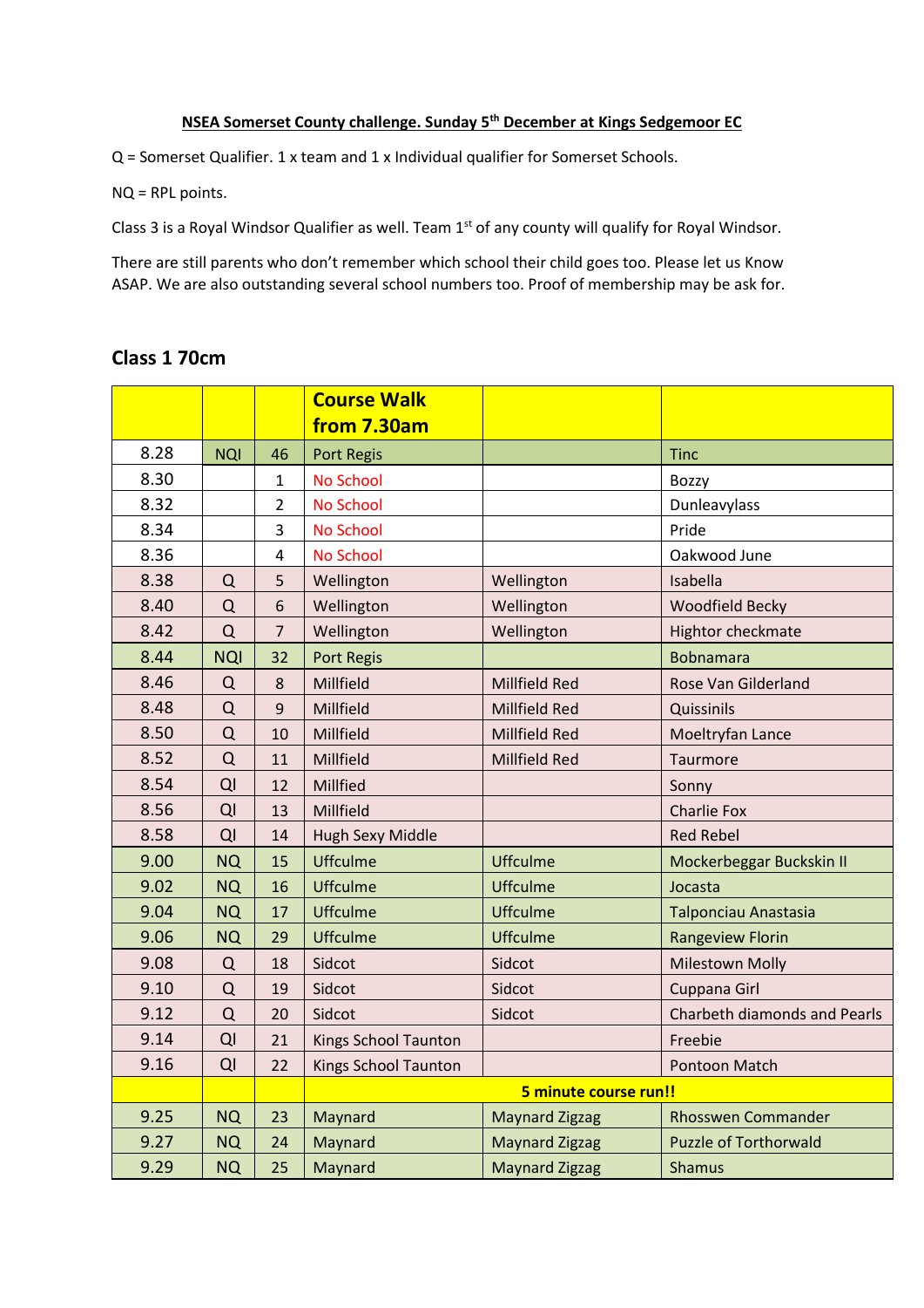**NSEA Somerset County challenge. Sunday 5th December at Kings Sedgemoor EC**

Q = Somerset Qualifier. 1 x team and 1 x Individual qualifier for Somerset Schools.

NQ = RPL points.

Class 3 is a Royal Windsor Qualifier as well. Team 1st of any county will qualify for Royal Windsor.

There are still parents who don't remember which school their child goes too. Please let us Know ASAP. We are also outstanding several school numbers too. Proof of membership may be ask for.

## Class 1 70cm

| | | | Course Walk from 7.30am | | |
|---|---|---|---|---|---|
| 8.28 | NQI | 46 | Port Regis | | Tinc |
| 8.30 | | 1 | No School | | Bozzy |
| 8.32 | | 2 | No School | | Dunleavylass |
| 8.34 | | 3 | No School | | Pride |
| 8.36 | | 4 | No School | | Oakwood June |
| 8.38 | Q | 5 | Wellington | Wellington | Isabella |
| 8.40 | Q | 6 | Wellington | Wellington | Woodfield Becky |
| 8.42 | Q | 7 | Wellington | Wellington | Hightor checkmate |
| 8.44 | NQI | 32 | Port Regis | | Bobnamara |
| 8.46 | Q | 8 | Millfield | Millfield Red | Rose Van Gilderland |
| 8.48 | Q | 9 | Millfield | Millfield Red | Quissinils |
| 8.50 | Q | 10 | Millfield | Millfield Red | Moeltryfan Lance |
| 8.52 | Q | 11 | Millfield | Millfield Red | Taurmore |
| 8.54 | QI | 12 | Millfied | | Sonny |
| 8.56 | QI | 13 | Millfield | | Charlie Fox |
| 8.58 | QI | 14 | Hugh Sexy Middle | | Red Rebel |
| 9.00 | NQ | 15 | Uffculme | Uffculme | Mockerbeggar Buckskin II |
| 9.02 | NQ | 16 | Uffculme | Uffculme | Jocasta |
| 9.04 | NQ | 17 | Uffculme | Uffculme | Talponciau Anastasia |
| 9.06 | NQ | 29 | Uffculme | Uffculme | Rangeview Florin |
| 9.08 | Q | 18 | Sidcot | Sidcot | Milestown Molly |
| 9.10 | Q | 19 | Sidcot | Sidcot | Cuppana Girl |
| 9.12 | Q | 20 | Sidcot | Sidcot | Charbeth diamonds and Pearls |
| 9.14 | QI | 21 | Kings School Taunton | | Freebie |
| 9.16 | QI | 22 | Kings School Taunton | | Pontoon Match |
| | | | 5 minute course run!! | | |
| 9.25 | NQ | 23 | Maynard | Maynard Zigzag | Rhosswen Commander |
| 9.27 | NQ | 24 | Maynard | Maynard Zigzag | Puzzle of Torthorwald |
| 9.29 | NQ | 25 | Maynard | Maynard Zigzag | Shamus |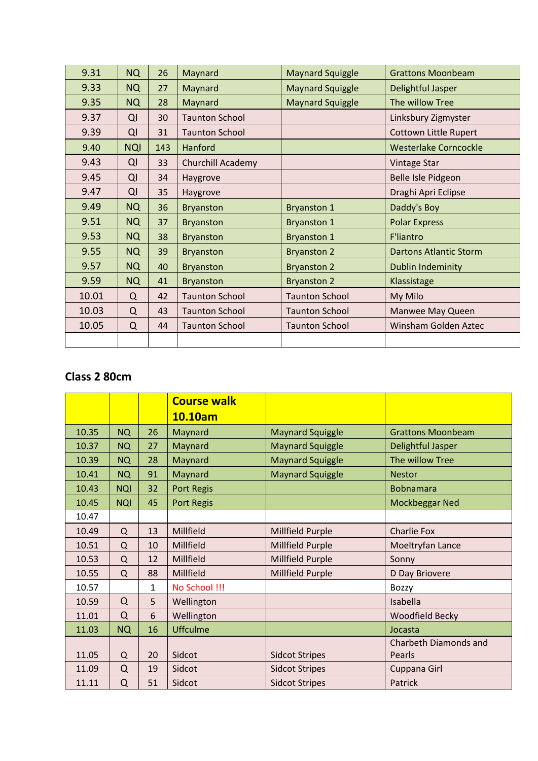| | | | | | |
|---|---|---|---|---|---|
| 9.31 | NQ | 26 | Maynard | Maynard Squiggle | Grattons Moonbeam |
| 9.33 | NQ | 27 | Maynard | Maynard Squiggle | Delightful Jasper |
| 9.35 | NQ | 28 | Maynard | Maynard Squiggle | The willow Tree |
| 9.37 | QI | 30 | Taunton School | | Linksbury Zigmyster |
| 9.39 | QI | 31 | Taunton School | | Cottown Little Rupert |
| 9.40 | NQI | 143 | Hanford | | Westerlake Corncockle |
| 9.43 | QI | 33 | Churchill Academy | | Vintage Star |
| 9.45 | QI | 34 | Haygrove | | Belle Isle Pidgeon |
| 9.47 | QI | 35 | Haygrove | | Draghi Apri Eclipse |
| 9.49 | NQ | 36 | Bryanston | Bryanston 1 | Daddy's Boy |
| 9.51 | NQ | 37 | Bryanston | Bryanston 1 | Polar Express |
| 9.53 | NQ | 38 | Bryanston | Bryanston 1 | F'liantro |
| 9.55 | NQ | 39 | Bryanston | Bryanston 2 | Dartons Atlantic Storm |
| 9.57 | NQ | 40 | Bryanston | Bryanston 2 | Dublin Indeminity |
| 9.59 | NQ | 41 | Bryanston | Bryanston 2 | Klassistage |
| 10.01 | Q | 42 | Taunton School | Taunton School | My Milo |
| 10.03 | Q | 43 | Taunton School | Taunton School | Manwee May Queen |
| 10.05 | Q | 44 | Taunton School | Taunton School | Winsham Golden Aztec |
| | | | | | |

## Class 2 80cm

| | | | **Course walk 10.10am** | | |
|---|---|---|---|---|---|
| 10.35 | NQ | 26 | Maynard | Maynard Squiggle | Grattons Moonbeam |
| 10.37 | NQ | 27 | Maynard | Maynard Squiggle | Delightful Jasper |
| 10.39 | NQ | 28 | Maynard | Maynard Squiggle | The willow Tree |
| 10.41 | NQ | 91 | Maynard | Maynard Squiggle | Nestor |
| 10.43 | NQI | 32 | Port Regis | | Bobnamara |
| 10.45 | NQI | 45 | Port Regis | | Mockbeggar Ned |
| 10.47 | | | | | |
| 10.49 | Q | 13 | Millfield | Millfield Purple | Charlie Fox |
| 10.51 | Q | 10 | Millfield | Millfield Purple | Moeltryfan Lance |
| 10.53 | Q | 12 | Millfield | Millfield Purple | Sonny |
| 10.55 | Q | 88 | Millfield | Millfield Purple | D Day Briovere |
| 10.57 | | 1 | No School !!! | | Bozzy |
| 10.59 | Q | 5 | Wellington | | Isabella |
| 11.01 | Q | 6 | Wellington | | Woodfield Becky |
| 11.03 | NQ | 16 | Uffculme | | Jocasta |
| 11.05 | Q | 20 | Sidcot | Sidcot Stripes | Charbeth Diamonds and Pearls |
| 11.09 | Q | 19 | Sidcot | Sidcot Stripes | Cuppana Girl |
| 11.11 | Q | 51 | Sidcot | Sidcot Stripes | Patrick |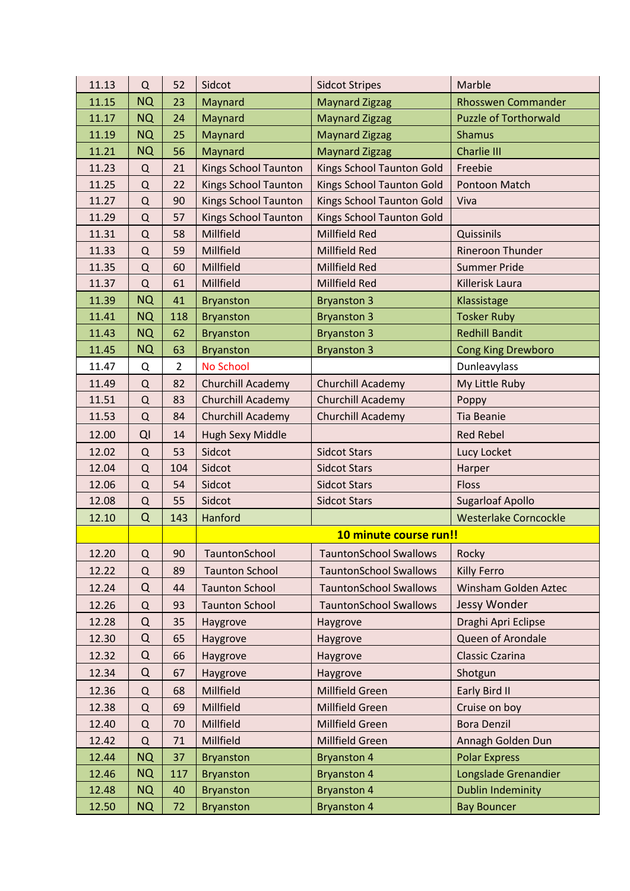| 11.13 | Q | 52 | Sidcot | Sidcot Stripes | Marble |
|---|---|---|---|---|---|
| 11.15 | NQ | 23 | Maynard | Maynard Zigzag | Rhosswen Commander |
| 11.17 | NQ | 24 | Maynard | Maynard Zigzag | Puzzle of Torthorwald |
| 11.19 | NQ | 25 | Maynard | Maynard Zigzag | Shamus |
| 11.21 | NQ | 56 | Maynard | Maynard Zigzag | Charlie III |
| 11.23 | Q | 21 | Kings School Taunton | Kings School Taunton Gold | Freebie |
| 11.25 | Q | 22 | Kings School Taunton | Kings School Taunton Gold | Pontoon Match |
| 11.27 | Q | 90 | Kings School Taunton | Kings School Taunton Gold | Viva |
| 11.29 | Q | 57 | Kings School Taunton | Kings School Taunton Gold | |
| 11.31 | Q | 58 | Millfield | Millfield Red | Quissinils |
| 11.33 | Q | 59 | Millfield | Millfield Red | Rineroon Thunder |
| 11.35 | Q | 60 | Millfield | Millfield Red | Summer Pride |
| 11.37 | Q | 61 | Millfield | Millfield Red | Killerisk Laura |
| 11.39 | NQ | 41 | Bryanston | Bryanston 3 | Klassistage |
| 11.41 | NQ | 118 | Bryanston | Bryanston 3 | Tosker Ruby |
| 11.43 | NQ | 62 | Bryanston | Bryanston 3 | Redhill Bandit |
| 11.45 | NQ | 63 | Bryanston | Bryanston 3 | Cong King Drewboro |
| 11.47 | Q | 2 | No School | | Dunleavylass |
| 11.49 | Q | 82 | Churchill Academy | Churchill Academy | My Little Ruby |
| 11.51 | Q | 83 | Churchill Academy | Churchill Academy | Poppy |
| 11.53 | Q | 84 | Churchill Academy | Churchill Academy | Tia Beanie |
| 12.00 | QI | 14 | Hugh Sexy Middle | | Red Rebel |
| 12.02 | Q | 53 | Sidcot | Sidcot Stars | Lucy Locket |
| 12.04 | Q | 104 | Sidcot | Sidcot Stars | Harper |
| 12.06 | Q | 54 | Sidcot | Sidcot Stars | Floss |
| 12.08 | Q | 55 | Sidcot | Sidcot Stars | Sugarloaf Apollo |
| 12.10 | Q | 143 | Hanford | | Westerlake Corncockle |
| | | | | **10 minute course run!!** | |
| 12.20 | Q | 90 | TauntonSchool | TauntonSchool Swallows | Rocky |
| 12.22 | Q | 89 | Taunton School | TauntonSchool Swallows | Killy Ferro |
| 12.24 | Q | 44 | Taunton School | TauntonSchool Swallows | Winsham Golden Aztec |
| 12.26 | Q | 93 | Taunton School | TauntonSchool Swallows | Jessy Wonder |
| 12.28 | Q | 35 | Haygrove | Haygrove | Draghi Apri Eclipse |
| 12.30 | Q | 65 | Haygrove | Haygrove | Queen of Arondale |
| 12.32 | Q | 66 | Haygrove | Haygrove | Classic Czarina |
| 12.34 | Q | 67 | Haygrove | Haygrove | Shotgun |
| 12.36 | Q | 68 | Millfield | Millfield Green | Early Bird II |
| 12.38 | Q | 69 | Millfield | Millfield Green | Cruise on boy |
| 12.40 | Q | 70 | Millfield | Millfield Green | Bora Denzil |
| 12.42 | Q | 71 | Millfield | Millfield Green | Annagh Golden Dun |
| 12.44 | NQ | 37 | Bryanston | Bryanston 4 | Polar Express |
| 12.46 | NQ | 117 | Bryanston | Bryanston 4 | Longslade Grenandier |
| 12.48 | NQ | 40 | Bryanston | Bryanston 4 | Dublin Indeminity |
| 12.50 | NQ | 72 | Bryanston | Bryanston 4 | Bay Bouncer |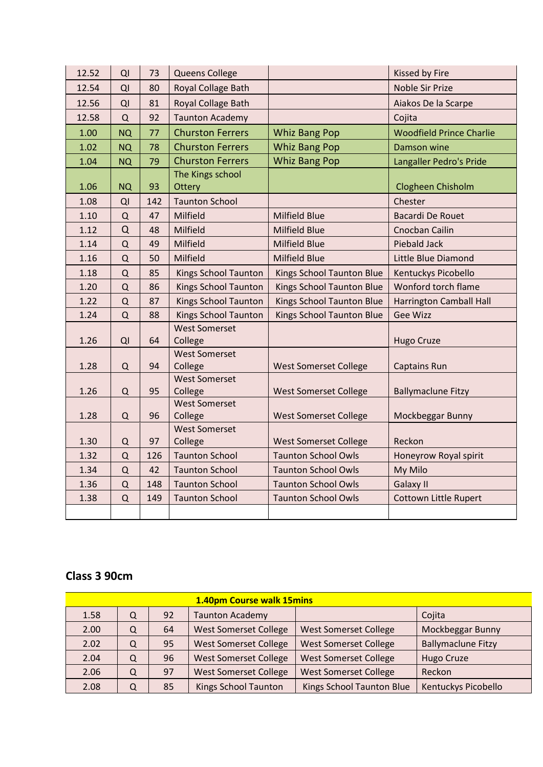| | | | | | |
|---|---|---|---|---|---|
| 12.52 | QI | 73 | Queens College | | Kissed by Fire |
| 12.54 | QI | 80 | Royal Collage Bath | | Noble Sir Prize |
| 12.56 | QI | 81 | Royal Collage Bath | | Aiakos De la Scarpe |
| 12.58 | Q | 92 | Taunton Academy | | Cojita |
| 1.00 | NQ | 77 | Churston Ferrers | Whiz Bang Pop | Woodfield Prince Charlie |
| 1.02 | NQ | 78 | Churston Ferrers | Whiz Bang Pop | Damson wine |
| 1.04 | NQ | 79 | Churston Ferrers | Whiz Bang Pop | Langaller Pedro's Pride |
| 1.06 | NQ | 93 | The Kings school Ottery | | Clogheen Chisholm |
| 1.08 | QI | 142 | Taunton School | | Chester |
| 1.10 | Q | 47 | Milfield | Milfield Blue | Bacardi De Rouet |
| 1.12 | Q | 48 | Milfield | Milfield Blue | Cnocban Cailin |
| 1.14 | Q | 49 | Milfield | Milfield Blue | Piebald Jack |
| 1.16 | Q | 50 | Milfield | Milfield Blue | Little Blue Diamond |
| 1.18 | Q | 85 | Kings School Taunton | Kings School Taunton Blue | Kentuckys Picobello |
| 1.20 | Q | 86 | Kings School Taunton | Kings School Taunton Blue | Wonford torch flame |
| 1.22 | Q | 87 | Kings School Taunton | Kings School Taunton Blue | Harrington Camball Hall |
| 1.24 | Q | 88 | Kings School Taunton | Kings School Taunton Blue | Gee Wizz |
| 1.26 | QI | 64 | West Somerset College | | Hugo Cruze |
| 1.28 | Q | 94 | West Somerset College | West Somerset College | Captains Run |
| 1.26 | Q | 95 | West Somerset College | West Somerset College | Ballymaclune Fitzy |
| 1.28 | Q | 96 | West Somerset College | West Somerset College | Mockbeggar Bunny |
| 1.30 | Q | 97 | West Somerset College | West Somerset College | Reckon |
| 1.32 | Q | 126 | Taunton School | Taunton School Owls | Honeyrow Royal spirit |
| 1.34 | Q | 42 | Taunton School | Taunton School Owls | My Milo |
| 1.36 | Q | 148 | Taunton School | Taunton School Owls | Galaxy II |
| 1.38 | Q | 149 | Taunton School | Taunton School Owls | Cottown Little Rupert |
| | | | | | |

## Class 3 90cm

| **1.40pm Course walk 15mins** | | | | | |
|---|---|---|---|---|---|
| 1.58 | Q | 92 | Taunton Academy | | Cojita |
| 2.00 | Q | 64 | West Somerset College | West Somerset College | Mockbeggar Bunny |
| 2.02 | Q | 95 | West Somerset College | West Somerset College | Ballymaclune Fitzy |
| 2.04 | Q | 96 | West Somerset College | West Somerset College | Hugo Cruze |
| 2.06 | Q | 97 | West Somerset College | West Somerset College | Reckon |
| 2.08 | Q | 85 | Kings School Taunton | Kings School Taunton Blue | Kentuckys Picobello |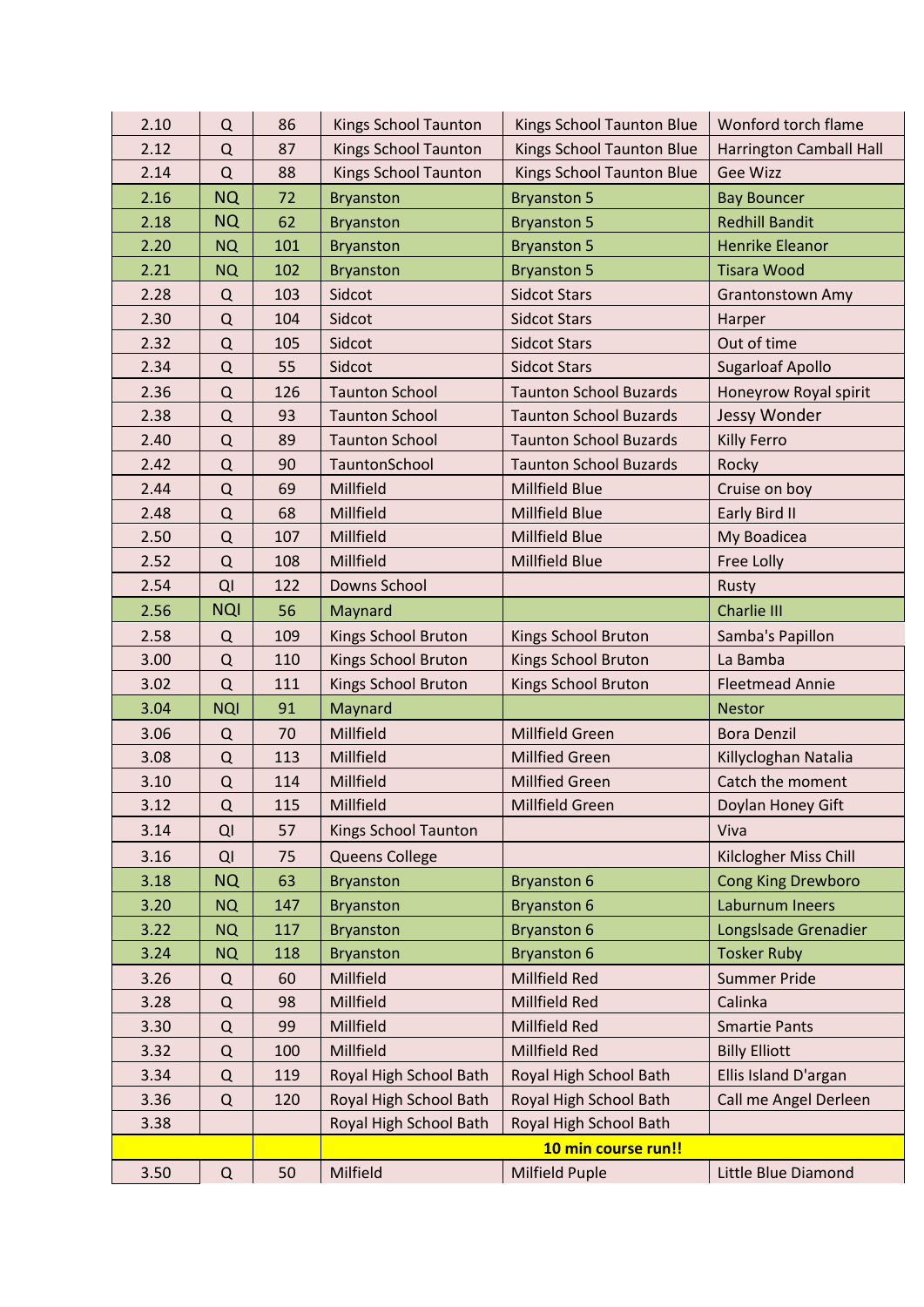| | | | | | |
|---|---|---|---|---|---|
| 2.10 | Q | 86 | Kings School Taunton | Kings School Taunton Blue | Wonford torch flame |
| 2.12 | Q | 87 | Kings School Taunton | Kings School Taunton Blue | Harrington Camball Hall |
| 2.14 | Q | 88 | Kings School Taunton | Kings School Taunton Blue | Gee Wizz |
| 2.16 | NQ | 72 | Bryanston | Bryanston 5 | Bay Bouncer |
| 2.18 | NQ | 62 | Bryanston | Bryanston 5 | Redhill Bandit |
| 2.20 | NQ | 101 | Bryanston | Bryanston 5 | Henrike Eleanor |
| 2.21 | NQ | 102 | Bryanston | Bryanston 5 | Tisara Wood |
| 2.28 | Q | 103 | Sidcot | Sidcot Stars | Grantonstown Amy |
| 2.30 | Q | 104 | Sidcot | Sidcot Stars | Harper |
| 2.32 | Q | 105 | Sidcot | Sidcot Stars | Out of time |
| 2.34 | Q | 55 | Sidcot | Sidcot Stars | Sugarloaf Apollo |
| 2.36 | Q | 126 | Taunton School | Taunton School Buzards | Honeyrow Royal spirit |
| 2.38 | Q | 93 | Taunton School | Taunton School Buzards | Jessy Wonder |
| 2.40 | Q | 89 | Taunton School | Taunton School Buzards | Killy Ferro |
| 2.42 | Q | 90 | TauntonSchool | Taunton School Buzards | Rocky |
| 2.44 | Q | 69 | Millfield | Millfield Blue | Cruise on boy |
| 2.48 | Q | 68 | Millfield | Millfield Blue | Early Bird II |
| 2.50 | Q | 107 | Millfield | Millfield Blue | My Boadicea |
| 2.52 | Q | 108 | Millfield | Millfield Blue | Free Lolly |
| 2.54 | QI | 122 | Downs School | | Rusty |
| 2.56 | NQI | 56 | Maynard | | Charlie III |
| 2.58 | Q | 109 | Kings School Bruton | Kings School Bruton | Samba's Papillon |
| 3.00 | Q | 110 | Kings School Bruton | Kings School Bruton | La Bamba |
| 3.02 | Q | 111 | Kings School Bruton | Kings School Bruton | Fleetmead Annie |
| 3.04 | NQI | 91 | Maynard | | Nestor |
| 3.06 | Q | 70 | Millfield | Millfield Green | Bora Denzil |
| 3.08 | Q | 113 | Millfield | Millfied Green | Killycloghan Natalia |
| 3.10 | Q | 114 | Millfield | Millfied Green | Catch the moment |
| 3.12 | Q | 115 | Millfield | Millfield Green | Doylan Honey Gift |
| 3.14 | QI | 57 | Kings School Taunton | | Viva |
| 3.16 | QI | 75 | Queens College | | Kilclogher Miss Chill |
| 3.18 | NQ | 63 | Bryanston | Bryanston 6 | Cong King Drewboro |
| 3.20 | NQ | 147 | Bryanston | Bryanston 6 | Laburnum Ineers |
| 3.22 | NQ | 117 | Bryanston | Bryanston 6 | Longslsade Grenadier |
| 3.24 | NQ | 118 | Bryanston | Bryanston 6 | Tosker Ruby |
| 3.26 | Q | 60 | Millfield | Millfield Red | Summer Pride |
| 3.28 | Q | 98 | Millfield | Millfield Red | Calinka |
| 3.30 | Q | 99 | Millfield | Millfield Red | Smartie Pants |
| 3.32 | Q | 100 | Millfield | Millfield Red | Billy Elliott |
| 3.34 | Q | 119 | Royal High School Bath | Royal High School Bath | Ellis Island D'argan |
| 3.36 | Q | 120 | Royal High School Bath | Royal High School Bath | Call me Angel Derleen |
| 3.38 | | | Royal High School Bath | Royal High School Bath | |
| | | | **10 min course run!!** | | |
| 3.50 | Q | 50 | Milfield | Milfield Puple | Little Blue Diamond |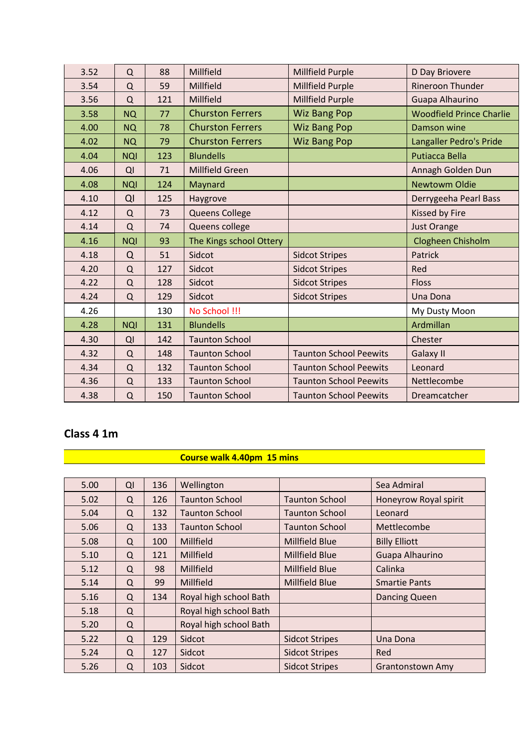| | | | | | |
|---|---|---|---|---|---|
| 3.52 | Q | 88 | Millfield | Millfield Purple | D Day Briovere |
| 3.54 | Q | 59 | Millfield | Millfield Purple | Rineroon Thunder |
| 3.56 | Q | 121 | Millfield | Millfield Purple | Guapa Alhaurino |
| 3.58 | NQ | 77 | Churston Ferrers | Wiz Bang Pop | Woodfield Prince Charlie |
| 4.00 | NQ | 78 | Churston Ferrers | Wiz Bang Pop | Damson wine |
| 4.02 | NQ | 79 | Churston Ferrers | Wiz Bang Pop | Langaller Pedro's Pride |
| 4.04 | NQI | 123 | Blundells | | Putiacca Bella |
| 4.06 | QI | 71 | Millfield Green | | Annagh Golden Dun |
| 4.08 | NQI | 124 | Maynard | | Newtowm Oldie |
| 4.10 | QI | 125 | Haygrove | | Derrygeeha Pearl Bass |
| 4.12 | Q | 73 | Queens College | | Kissed by Fire |
| 4.14 | Q | 74 | Queens college | | Just Orange |
| 4.16 | NQI | 93 | The Kings school Ottery | | Clogheen Chisholm |
| 4.18 | Q | 51 | Sidcot | Sidcot Stripes | Patrick |
| 4.20 | Q | 127 | Sidcot | Sidcot Stripes | Red |
| 4.22 | Q | 128 | Sidcot | Sidcot Stripes | Floss |
| 4.24 | Q | 129 | Sidcot | Sidcot Stripes | Una Dona |
| 4.26 | | 130 | No School !!! | | My Dusty Moon |
| 4.28 | NQI | 131 | Blundells | | Ardmillan |
| 4.30 | QI | 142 | Taunton School | | Chester |
| 4.32 | Q | 148 | Taunton School | Taunton School Peewits | Galaxy II |
| 4.34 | Q | 132 | Taunton School | Taunton School Peewits | Leonard |
| 4.36 | Q | 133 | Taunton School | Taunton School Peewits | Nettlecombe |
| 4.38 | Q | 150 | Taunton School | Taunton School Peewits | Dreamcatcher |

## Class 4 1m

**Course walk 4.40pm 15 mins**

| | | | | | |
|---|---|---|---|---|---|
| 5.00 | QI | 136 | Wellington | | Sea Admiral |
| 5.02 | Q | 126 | Taunton School | Taunton School | Honeyrow Royal spirit |
| 5.04 | Q | 132 | Taunton School | Taunton School | Leonard |
| 5.06 | Q | 133 | Taunton School | Taunton School | Mettlecombe |
| 5.08 | Q | 100 | Millfield | Millfield Blue | Billy Elliott |
| 5.10 | Q | 121 | Millfield | Millfield Blue | Guapa Alhaurino |
| 5.12 | Q | 98 | Millfield | Millfield Blue | Calinka |
| 5.14 | Q | 99 | Millfield | Millfield Blue | Smartie Pants |
| 5.16 | Q | 134 | Royal high school Bath | | Dancing Queen |
| 5.18 | Q | | Royal high school Bath | | |
| 5.20 | Q | | Royal high school Bath | | |
| 5.22 | Q | 129 | Sidcot | Sidcot Stripes | Una Dona |
| 5.24 | Q | 127 | Sidcot | Sidcot Stripes | Red |
| 5.26 | Q | 103 | Sidcot | Sidcot Stripes | Grantonstown Amy |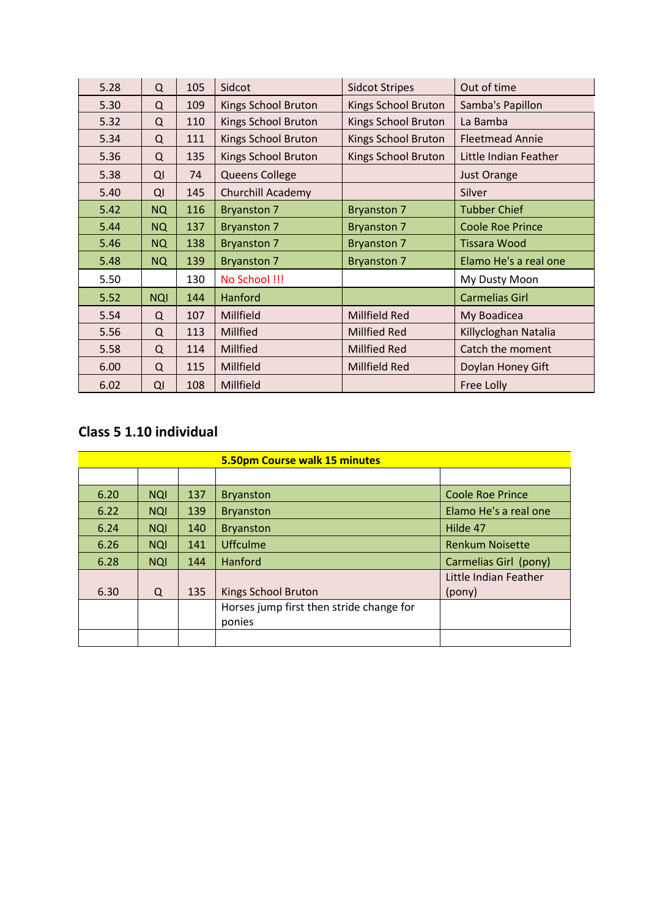| | | | | | |
|---|---|---|---|---|---|
| 5.28 | Q | 105 | Sidcot | Sidcot Stripes | Out of time |
| 5.30 | Q | 109 | Kings School Bruton | Kings School Bruton | Samba's Papillon |
| 5.32 | Q | 110 | Kings School Bruton | Kings School Bruton | La Bamba |
| 5.34 | Q | 111 | Kings School Bruton | Kings School Bruton | Fleetmead Annie |
| 5.36 | Q | 135 | Kings School Bruton | Kings School Bruton | Little Indian Feather |
| 5.38 | QI | 74 | Queens College | | Just Orange |
| 5.40 | QI | 145 | Churchill Academy | | Silver |
| 5.42 | NQ | 116 | Bryanston 7 | Bryanston 7 | Tubber Chief |
| 5.44 | NQ | 137 | Bryanston 7 | Bryanston 7 | Coole Roe Prince |
| 5.46 | NQ | 138 | Bryanston 7 | Bryanston 7 | Tissara Wood |
| 5.48 | NQ | 139 | Bryanston 7 | Bryanston 7 | Elamo He's a real one |
| 5.50 | | 130 | No School !!! | | My Dusty Moon |
| 5.52 | NQI | 144 | Hanford | | Carmelias Girl |
| 5.54 | Q | 107 | Millfield | Millfield Red | My Boadicea |
| 5.56 | Q | 113 | Millfied | Millfied Red | Killycloghan Natalia |
| 5.58 | Q | 114 | Millfied | Millfied Red | Catch the moment |
| 6.00 | Q | 115 | Millfield | Millfield Red | Doylan Honey Gift |
| 6.02 | QI | 108 | Millfield | | Free Lolly |

## Class 5 1.10 individual

| 5.50pm Course walk 15 minutes | | | | |
|---|---|---|---|---|
| | | | | |
| 6.20 | NQI | 137 | Bryanston | Coole Roe Prince |
| 6.22 | NQI | 139 | Bryanston | Elamo He's a real one |
| 6.24 | NQI | 140 | Bryanston | Hilde 47 |
| 6.26 | NQI | 141 | Uffculme | Renkum Noisette |
| 6.28 | NQI | 144 | Hanford | Carmelias Girl (pony) |
| 6.30 | Q | 135 | Kings School Bruton | Little Indian Feather (pony) |
| | | | Horses jump first then stride change for ponies | |
| | | | | |